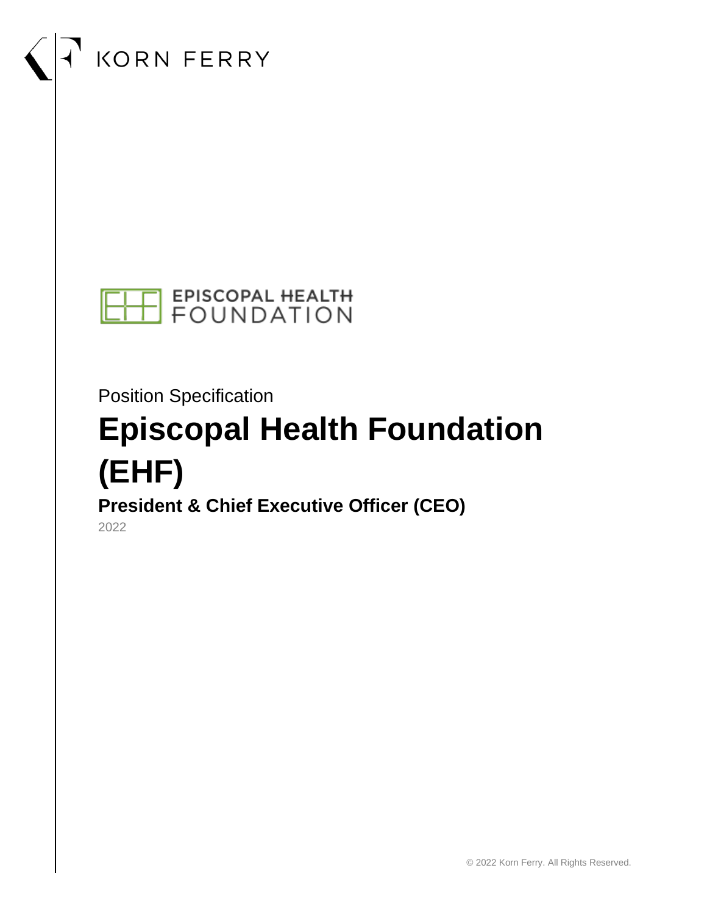KORN FERRY

EPISCOPAL HEALTH FOUNDATION

Position Specification

# Episcopal Health Foundation (EHF)

## President & Chief Executive Officer (CEO)

2022

© 2022 Korn Ferry. All Rights Reserved.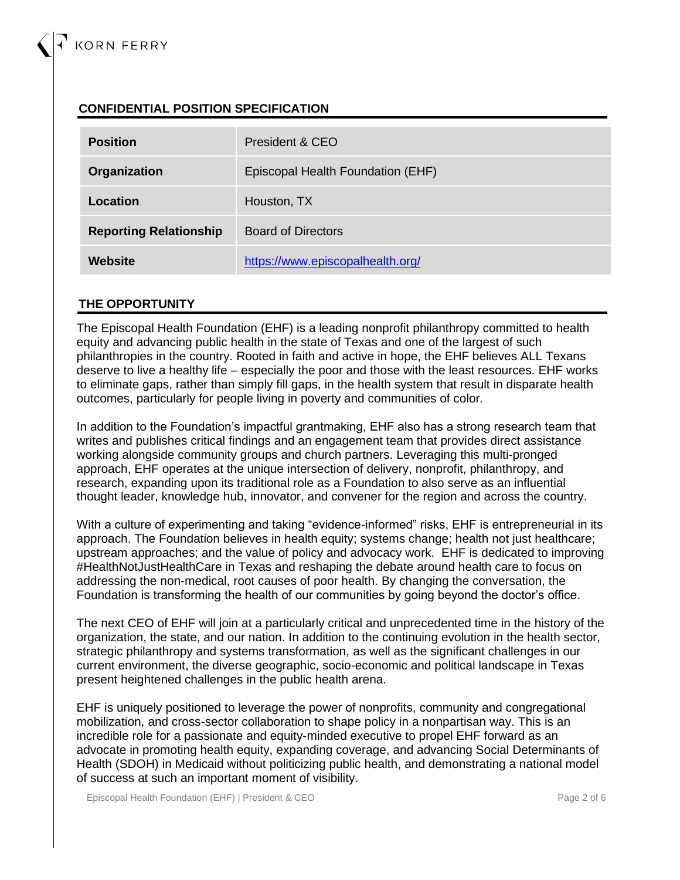## CONFIDENTIAL POSITION SPECIFICATION

| **Position** | President & CEO |
|---|---|
| **Organization** | Episcopal Health Foundation (EHF) |
| **Location** | Houston, TX |
| **Reporting Relationship** | Board of Directors |
| **Website** | [https://www.episcopalhealth.org/](https://www.episcopalhealth.org/) |

## THE OPPORTUNITY

The Episcopal Health Foundation (EHF) is a leading nonprofit philanthropy committed to health equity and advancing public health in the state of Texas and one of the largest of such philanthropies in the country. Rooted in faith and active in hope, the EHF believes ALL Texans deserve to live a healthy life – especially the poor and those with the least resources. EHF works to eliminate gaps, rather than simply fill gaps, in the health system that result in disparate health outcomes, particularly for people living in poverty and communities of color.

In addition to the Foundation's impactful grantmaking, EHF also has a strong research team that writes and publishes critical findings and an engagement team that provides direct assistance working alongside community groups and church partners. Leveraging this multi-pronged approach, EHF operates at the unique intersection of delivery, nonprofit, philanthropy, and research, expanding upon its traditional role as a Foundation to also serve as an influential thought leader, knowledge hub, innovator, and convener for the region and across the country.

With a culture of experimenting and taking "evidence-informed" risks, EHF is entrepreneurial in its approach. The Foundation believes in health equity; systems change; health not just healthcare; upstream approaches; and the value of policy and advocacy work. EHF is dedicated to improving #HealthNotJustHealthCare in Texas and reshaping the debate around health care to focus on addressing the non-medical, root causes of poor health. By changing the conversation, the Foundation is transforming the health of our communities by going beyond the doctor's office.

The next CEO of EHF will join at a particularly critical and unprecedented time in the history of the organization, the state, and our nation. In addition to the continuing evolution in the health sector, strategic philanthropy and systems transformation, as well as the significant challenges in our current environment, the diverse geographic, socio-economic and political landscape in Texas present heightened challenges in the public health arena.

EHF is uniquely positioned to leverage the power of nonprofits, community and congregational mobilization, and cross-sector collaboration to shape policy in a nonpartisan way. This is an incredible role for a passionate and equity-minded executive to propel EHF forward as an advocate in promoting health equity, expanding coverage, and advancing Social Determinants of Health (SDOH) in Medicaid without politicizing public health, and demonstrating a national model of success at such an important moment of visibility.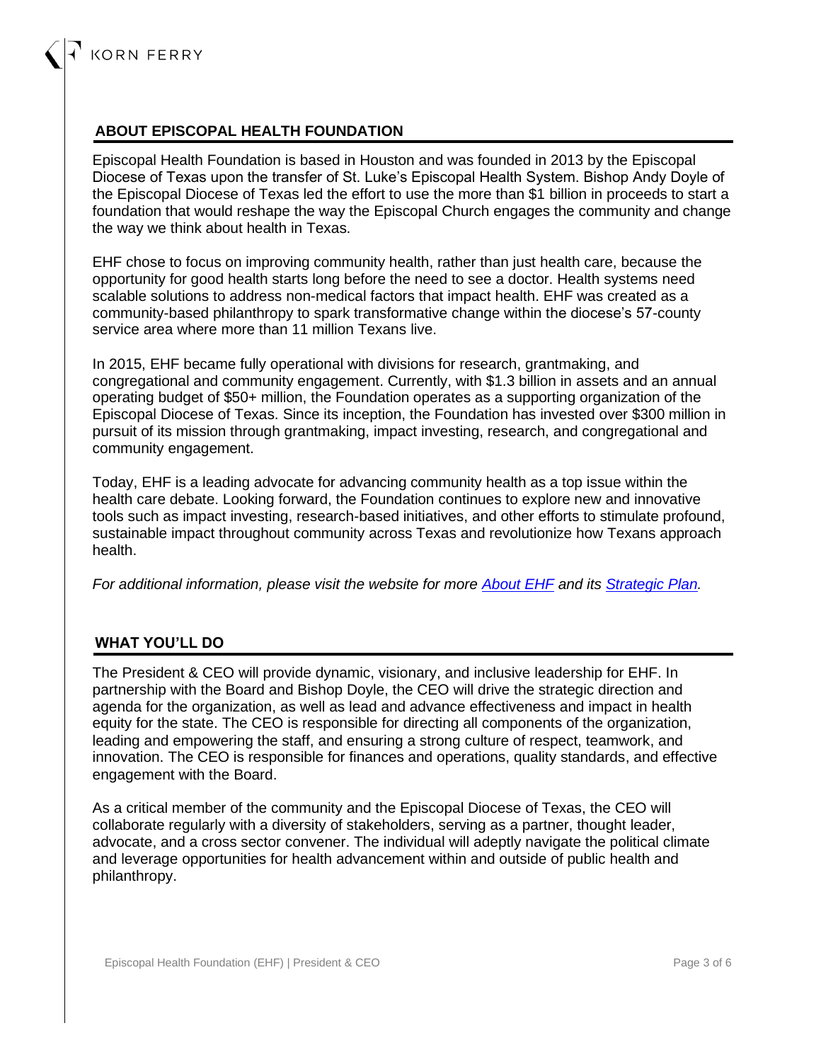## ABOUT EPISCOPAL HEALTH FOUNDATION

Episcopal Health Foundation is based in Houston and was founded in 2013 by the Episcopal Diocese of Texas upon the transfer of St. Luke's Episcopal Health System. Bishop Andy Doyle of the Episcopal Diocese of Texas led the effort to use the more than $1 billion in proceeds to start a foundation that would reshape the way the Episcopal Church engages the community and change the way we think about health in Texas.

EHF chose to focus on improving community health, rather than just health care, because the opportunity for good health starts long before the need to see a doctor. Health systems need scalable solutions to address non-medical factors that impact health. EHF was created as a community-based philanthropy to spark transformative change within the diocese's 57-county service area where more than 11 million Texans live.

In 2015, EHF became fully operational with divisions for research, grantmaking, and congregational and community engagement. Currently, with $1.3 billion in assets and an annual operating budget of $50+ million, the Foundation operates as a supporting organization of the Episcopal Diocese of Texas. Since its inception, the Foundation has invested over $300 million in pursuit of its mission through grantmaking, impact investing, research, and congregational and community engagement.

Today, EHF is a leading advocate for advancing community health as a top issue within the health care debate. Looking forward, the Foundation continues to explore new and innovative tools such as impact investing, research-based initiatives, and other efforts to stimulate profound, sustainable impact throughout community across Texas and revolutionize how Texans approach health.

*For additional information, please visit the website for more About EHF and its Strategic Plan.*

## WHAT YOU'LL DO

The President & CEO will provide dynamic, visionary, and inclusive leadership for EHF. In partnership with the Board and Bishop Doyle, the CEO will drive the strategic direction and agenda for the organization, as well as lead and advance effectiveness and impact in health equity for the state. The CEO is responsible for directing all components of the organization, leading and empowering the staff, and ensuring a strong culture of respect, teamwork, and innovation. The CEO is responsible for finances and operations, quality standards, and effective engagement with the Board.

As a critical member of the community and the Episcopal Diocese of Texas, the CEO will collaborate regularly with a diversity of stakeholders, serving as a partner, thought leader, advocate, and a cross sector convener. The individual will adeptly navigate the political climate and leverage opportunities for health advancement within and outside of public health and philanthropy.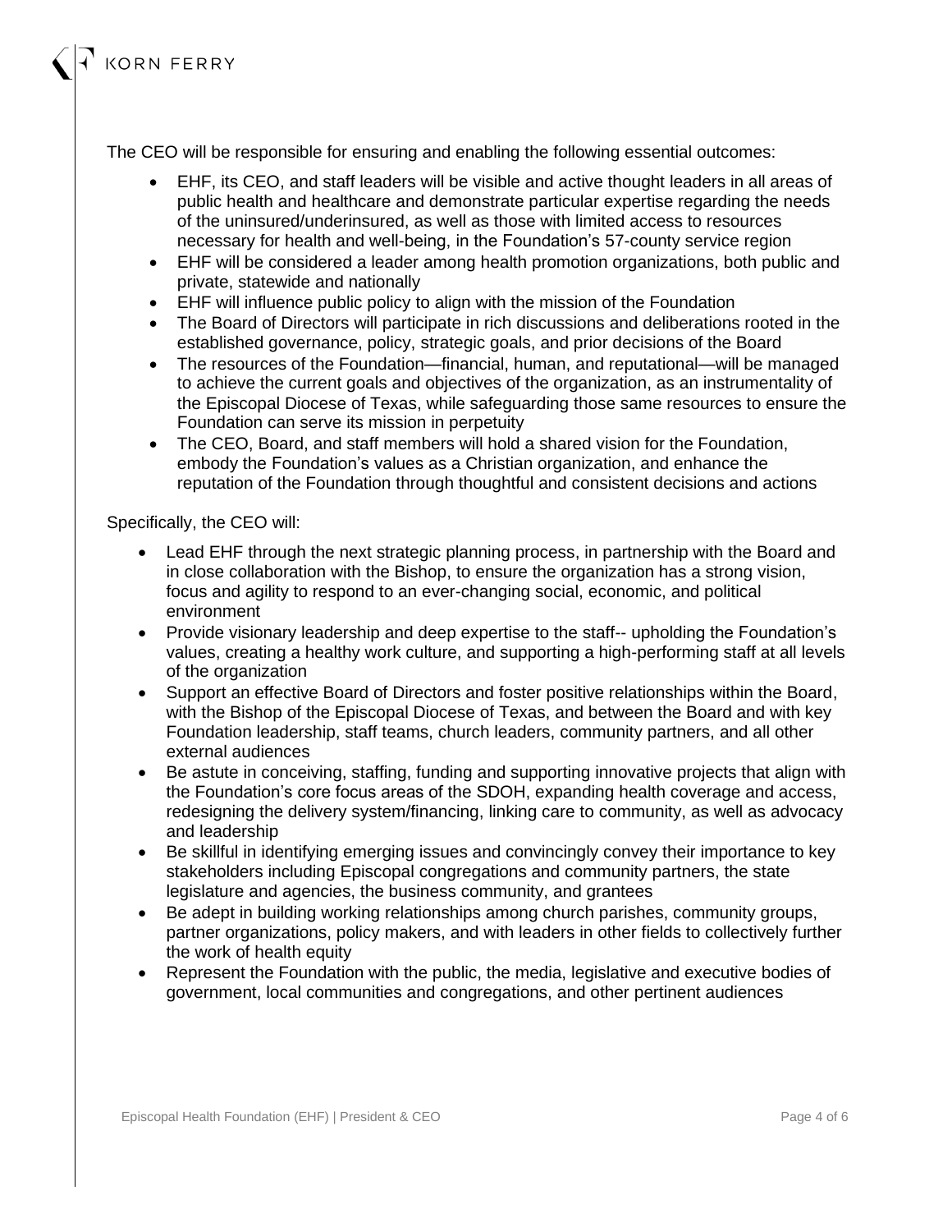The CEO will be responsible for ensuring and enabling the following essential outcomes:

- EHF, its CEO, and staff leaders will be visible and active thought leaders in all areas of public health and healthcare and demonstrate particular expertise regarding the needs of the uninsured/underinsured, as well as those with limited access to resources necessary for health and well-being, in the Foundation's 57-county service region
- EHF will be considered a leader among health promotion organizations, both public and private, statewide and nationally
- EHF will influence public policy to align with the mission of the Foundation
- The Board of Directors will participate in rich discussions and deliberations rooted in the established governance, policy, strategic goals, and prior decisions of the Board
- The resources of the Foundation—financial, human, and reputational—will be managed to achieve the current goals and objectives of the organization, as an instrumentality of the Episcopal Diocese of Texas, while safeguarding those same resources to ensure the Foundation can serve its mission in perpetuity
- The CEO, Board, and staff members will hold a shared vision for the Foundation, embody the Foundation's values as a Christian organization, and enhance the reputation of the Foundation through thoughtful and consistent decisions and actions

Specifically, the CEO will:

- Lead EHF through the next strategic planning process, in partnership with the Board and in close collaboration with the Bishop, to ensure the organization has a strong vision, focus and agility to respond to an ever-changing social, economic, and political environment
- Provide visionary leadership and deep expertise to the staff-- upholding the Foundation's values, creating a healthy work culture, and supporting a high-performing staff at all levels of the organization
- Support an effective Board of Directors and foster positive relationships within the Board, with the Bishop of the Episcopal Diocese of Texas, and between the Board and with key Foundation leadership, staff teams, church leaders, community partners, and all other external audiences
- Be astute in conceiving, staffing, funding and supporting innovative projects that align with the Foundation's core focus areas of the SDOH, expanding health coverage and access, redesigning the delivery system/financing, linking care to community, as well as advocacy and leadership
- Be skillful in identifying emerging issues and convincingly convey their importance to key stakeholders including Episcopal congregations and community partners, the state legislature and agencies, the business community, and grantees
- Be adept in building working relationships among church parishes, community groups, partner organizations, policy makers, and with leaders in other fields to collectively further the work of health equity
- Represent the Foundation with the public, the media, legislative and executive bodies of government, local communities and congregations, and other pertinent audiences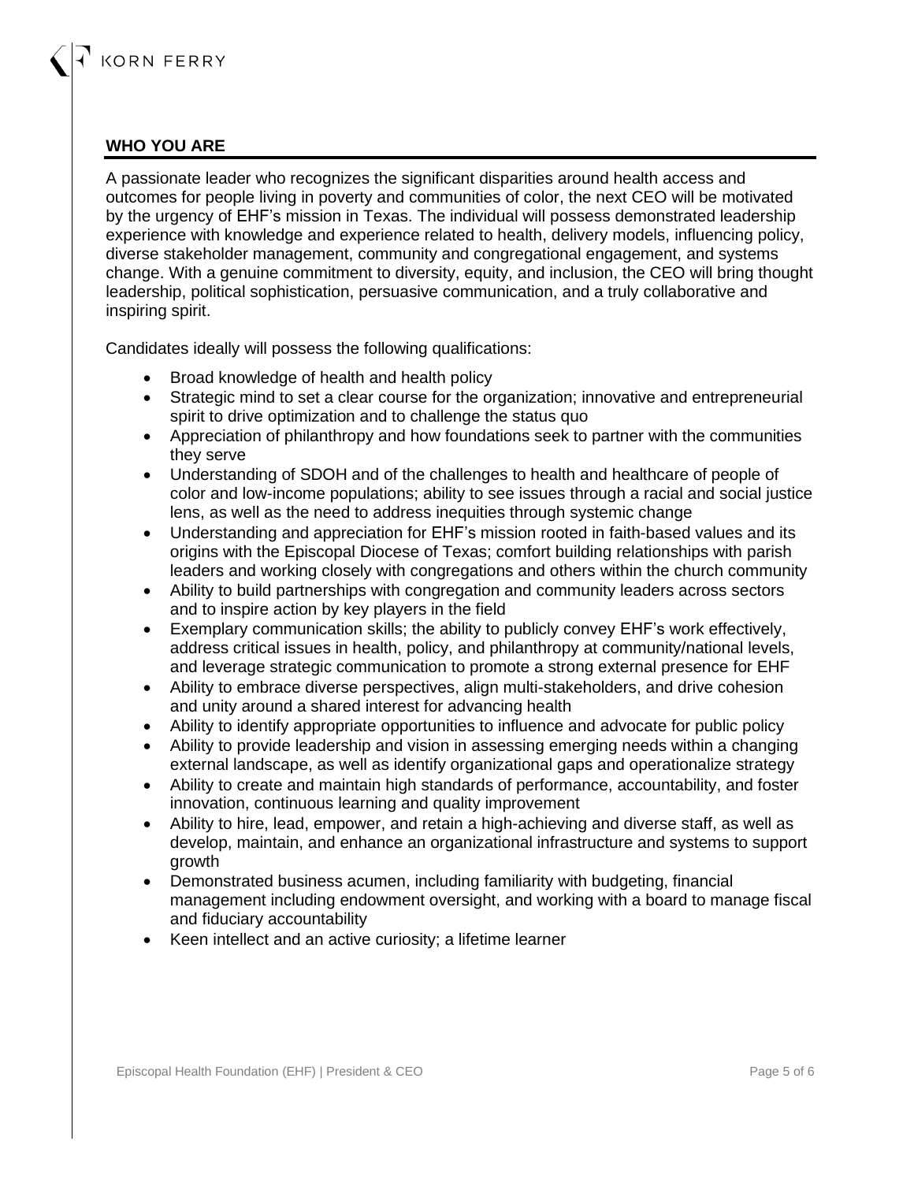## WHO YOU ARE

A passionate leader who recognizes the significant disparities around health access and outcomes for people living in poverty and communities of color, the next CEO will be motivated by the urgency of EHF's mission in Texas. The individual will possess demonstrated leadership experience with knowledge and experience related to health, delivery models, influencing policy, diverse stakeholder management, community and congregational engagement, and systems change. With a genuine commitment to diversity, equity, and inclusion, the CEO will bring thought leadership, political sophistication, persuasive communication, and a truly collaborative and inspiring spirit.

Candidates ideally will possess the following qualifications:

- Broad knowledge of health and health policy
- Strategic mind to set a clear course for the organization; innovative and entrepreneurial spirit to drive optimization and to challenge the status quo
- Appreciation of philanthropy and how foundations seek to partner with the communities they serve
- Understanding of SDOH and of the challenges to health and healthcare of people of color and low-income populations; ability to see issues through a racial and social justice lens, as well as the need to address inequities through systemic change
- Understanding and appreciation for EHF's mission rooted in faith-based values and its origins with the Episcopal Diocese of Texas; comfort building relationships with parish leaders and working closely with congregations and others within the church community
- Ability to build partnerships with congregation and community leaders across sectors and to inspire action by key players in the field
- Exemplary communication skills; the ability to publicly convey EHF's work effectively, address critical issues in health, policy, and philanthropy at community/national levels, and leverage strategic communication to promote a strong external presence for EHF
- Ability to embrace diverse perspectives, align multi-stakeholders, and drive cohesion and unity around a shared interest for advancing health
- Ability to identify appropriate opportunities to influence and advocate for public policy
- Ability to provide leadership and vision in assessing emerging needs within a changing external landscape, as well as identify organizational gaps and operationalize strategy
- Ability to create and maintain high standards of performance, accountability, and foster innovation, continuous learning and quality improvement
- Ability to hire, lead, empower, and retain a high-achieving and diverse staff, as well as develop, maintain, and enhance an organizational infrastructure and systems to support growth
- Demonstrated business acumen, including familiarity with budgeting, financial management including endowment oversight, and working with a board to manage fiscal and fiduciary accountability
- Keen intellect and an active curiosity; a lifetime learner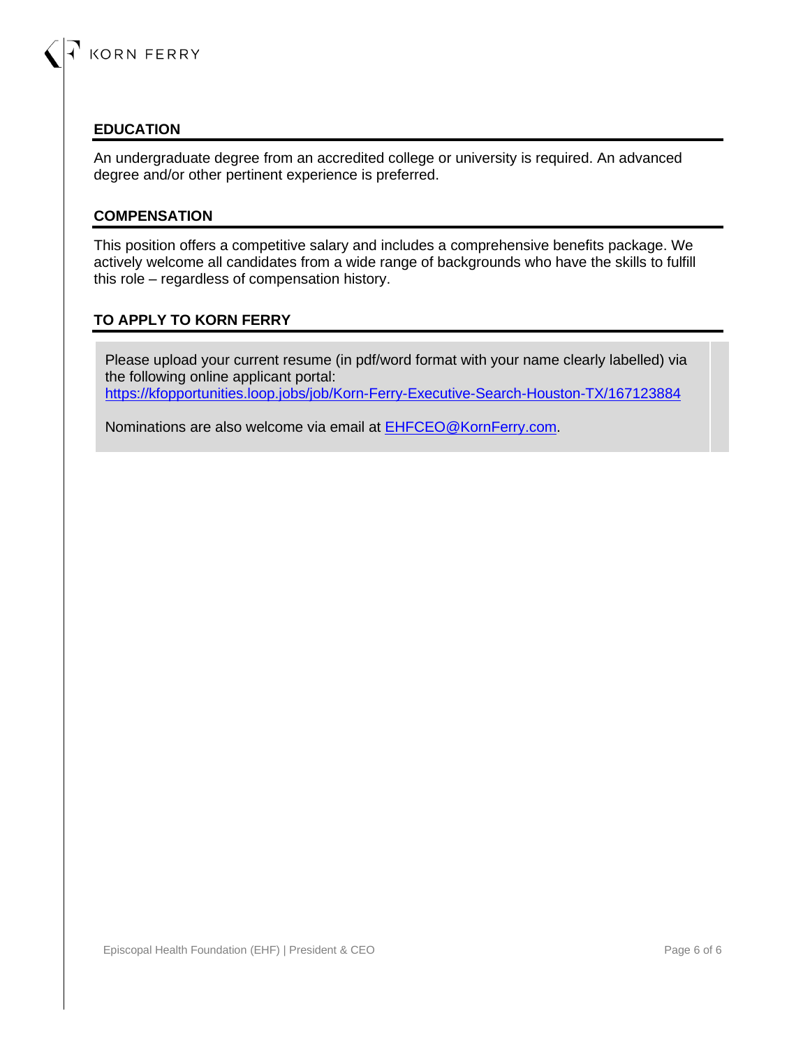## EDUCATION

An undergraduate degree from an accredited college or university is required. An advanced degree and/or other pertinent experience is preferred.

## COMPENSATION

This position offers a competitive salary and includes a comprehensive benefits package. We actively welcome all candidates from a wide range of backgrounds who have the skills to fulfill this role – regardless of compensation history.

## TO APPLY TO KORN FERRY

Please upload your current resume (in pdf/word format with your name clearly labelled) via the following online applicant portal:
https://kfopportunities.loop.jobs/job/Korn-Ferry-Executive-Search-Houston-TX/167123884

Nominations are also welcome via email at EHFCEO@KornFerry.com.